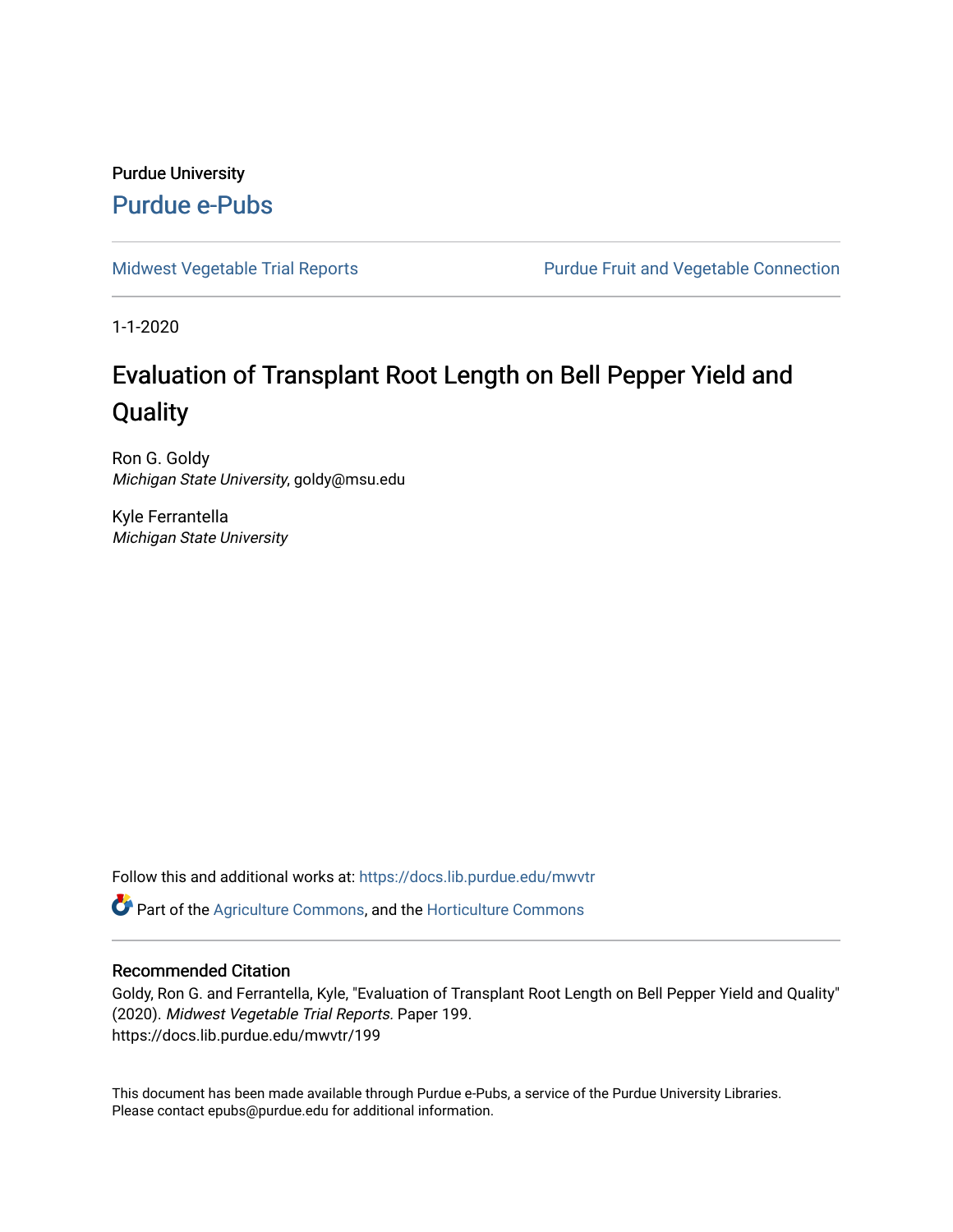Purdue University

Purdue e-Pubs

Midwest Vegetable Trial Reports

Purdue Fruit and Vegetable Connection

1-1-2020

# Evaluation of Transplant Root Length on Bell Pepper Yield and Quality

Ron G. Goldy
*Michigan State University*, goldy@msu.edu

Kyle Ferrantella
*Michigan State University*

Follow this and additional works at: https://docs.lib.purdue.edu/mwvtr

Part of the Agriculture Commons, and the Horticulture Commons

## Recommended Citation

Goldy, Ron G. and Ferrantella, Kyle, "Evaluation of Transplant Root Length on Bell Pepper Yield and Quality" (2020). *Midwest Vegetable Trial Reports.* Paper 199.
https://docs.lib.purdue.edu/mwvtr/199

This document has been made available through Purdue e-Pubs, a service of the Purdue University Libraries. Please contact epubs@purdue.edu for additional information.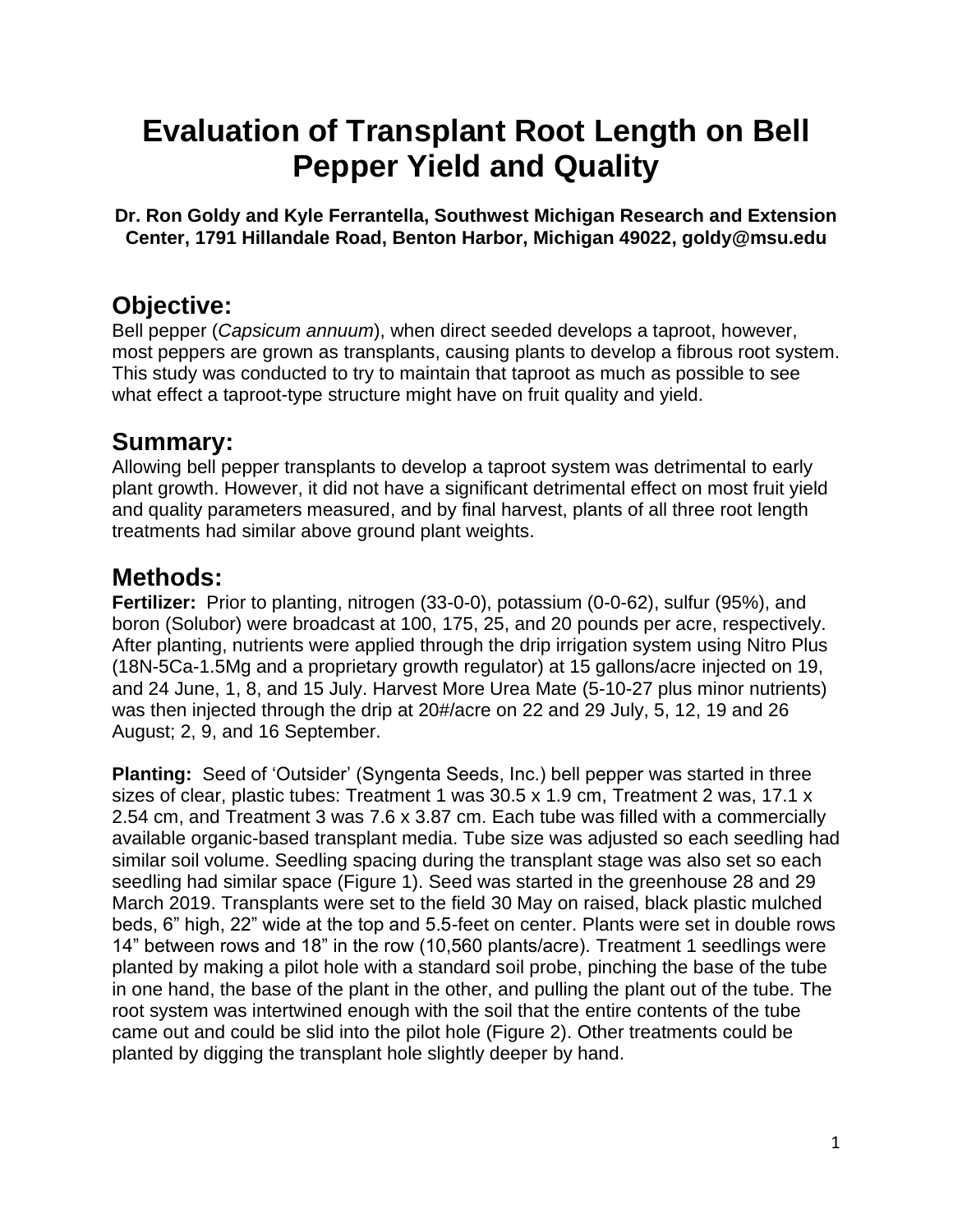# Evaluation of Transplant Root Length on Bell Pepper Yield and Quality

**Dr. Ron Goldy and Kyle Ferrantella, Southwest Michigan Research and Extension Center, 1791 Hillandale Road, Benton Harbor, Michigan 49022, goldy@msu.edu**

## Objective:

Bell pepper (*Capsicum annuum*), when direct seeded develops a taproot, however, most peppers are grown as transplants, causing plants to develop a fibrous root system. This study was conducted to try to maintain that taproot as much as possible to see what effect a taproot-type structure might have on fruit quality and yield.

## Summary:

Allowing bell pepper transplants to develop a taproot system was detrimental to early plant growth. However, it did not have a significant detrimental effect on most fruit yield and quality parameters measured, and by final harvest, plants of all three root length treatments had similar above ground plant weights.

## Methods:

**Fertilizer:** Prior to planting, nitrogen (33-0-0), potassium (0-0-62), sulfur (95%), and boron (Solubor) were broadcast at 100, 175, 25, and 20 pounds per acre, respectively. After planting, nutrients were applied through the drip irrigation system using Nitro Plus (18N-5Ca-1.5Mg and a proprietary growth regulator) at 15 gallons/acre injected on 19, and 24 June, 1, 8, and 15 July. Harvest More Urea Mate (5-10-27 plus minor nutrients) was then injected through the drip at 20#/acre on 22 and 29 July, 5, 12, 19 and 26 August; 2, 9, and 16 September.

**Planting:** Seed of 'Outsider' (Syngenta Seeds, Inc.) bell pepper was started in three sizes of clear, plastic tubes: Treatment 1 was 30.5 x 1.9 cm, Treatment 2 was, 17.1 x 2.54 cm, and Treatment 3 was 7.6 x 3.87 cm. Each tube was filled with a commercially available organic-based transplant media. Tube size was adjusted so each seedling had similar soil volume. Seedling spacing during the transplant stage was also set so each seedling had similar space (Figure 1). Seed was started in the greenhouse 28 and 29 March 2019. Transplants were set to the field 30 May on raised, black plastic mulched beds, 6" high, 22" wide at the top and 5.5-feet on center. Plants were set in double rows 14" between rows and 18" in the row (10,560 plants/acre). Treatment 1 seedlings were planted by making a pilot hole with a standard soil probe, pinching the base of the tube in one hand, the base of the plant in the other, and pulling the plant out of the tube. The root system was intertwined enough with the soil that the entire contents of the tube came out and could be slid into the pilot hole (Figure 2). Other treatments could be planted by digging the transplant hole slightly deeper by hand.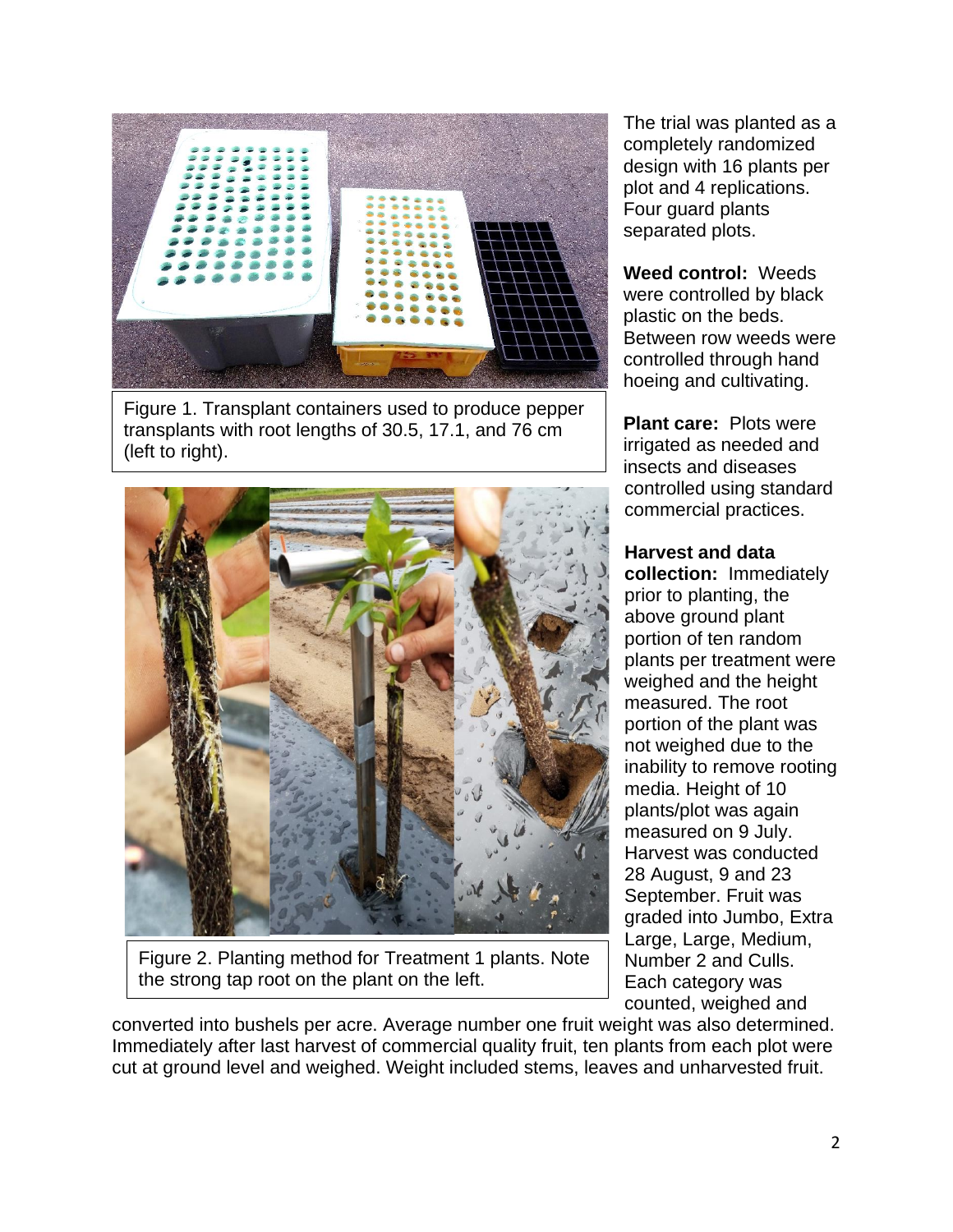Figure 1. Transplant containers used to produce pepper transplants with root lengths of 30.5, 17.1, and 76 cm (left to right).

Figure 2. Planting method for Treatment 1 plants. Note the strong tap root on the plant on the left.

The trial was planted as a completely randomized design with 16 plants per plot and 4 replications. Four guard plants separated plots.

**Weed control:** Weeds were controlled by black plastic on the beds. Between row weeds were controlled through hand hoeing and cultivating.

**Plant care:** Plots were irrigated as needed and insects and diseases controlled using standard commercial practices.

**Harvest and data collection:** Immediately prior to planting, the above ground plant portion of ten random plants per treatment were weighed and the height measured. The root portion of the plant was not weighed due to the inability to remove rooting media. Height of 10 plants/plot was again measured on 9 July. Harvest was conducted 28 August, 9 and 23 September. Fruit was graded into Jumbo, Extra Large, Large, Medium, Number 2 and Culls. Each category was counted, weighed and converted into bushels per acre. Average number one fruit weight was also determined. Immediately after last harvest of commercial quality fruit, ten plants from each plot were cut at ground level and weighed. Weight included stems, leaves and unharvested fruit.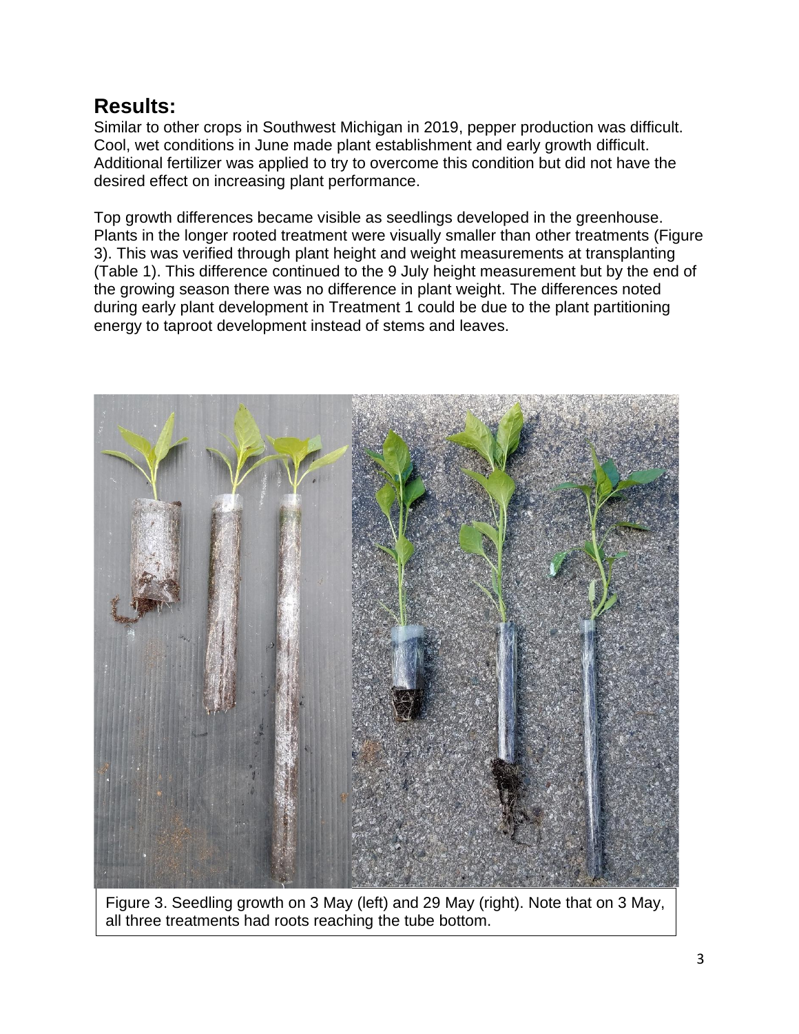## Results:

Similar to other crops in Southwest Michigan in 2019, pepper production was difficult. Cool, wet conditions in June made plant establishment and early growth difficult. Additional fertilizer was applied to try to overcome this condition but did not have the desired effect on increasing plant performance.

Top growth differences became visible as seedlings developed in the greenhouse. Plants in the longer rooted treatment were visually smaller than other treatments (Figure 3). This was verified through plant height and weight measurements at transplanting (Table 1). This difference continued to the 9 July height measurement but by the end of the growing season there was no difference in plant weight. The differences noted during early plant development in Treatment 1 could be due to the plant partitioning energy to taproot development instead of stems and leaves.

Figure 3. Seedling growth on 3 May (left) and 29 May (right). Note that on 3 May, all three treatments had roots reaching the tube bottom.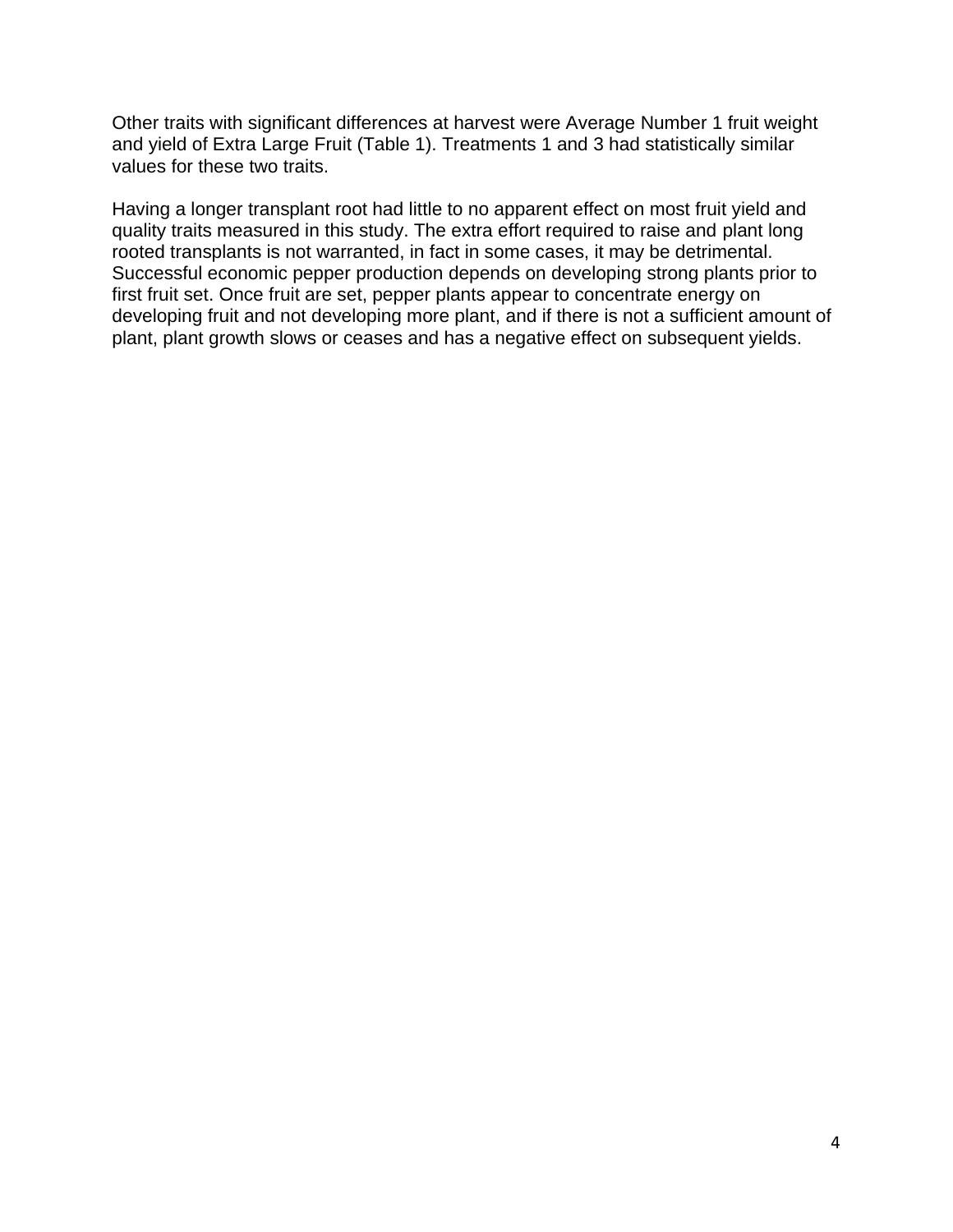Other traits with significant differences at harvest were Average Number 1 fruit weight and yield of Extra Large Fruit (Table 1). Treatments 1 and 3 had statistically similar values for these two traits.

Having a longer transplant root had little to no apparent effect on most fruit yield and quality traits measured in this study. The extra effort required to raise and plant long rooted transplants is not warranted, in fact in some cases, it may be detrimental. Successful economic pepper production depends on developing strong plants prior to first fruit set. Once fruit are set, pepper plants appear to concentrate energy on developing fruit and not developing more plant, and if there is not a sufficient amount of plant, plant growth slows or ceases and has a negative effect on subsequent yields.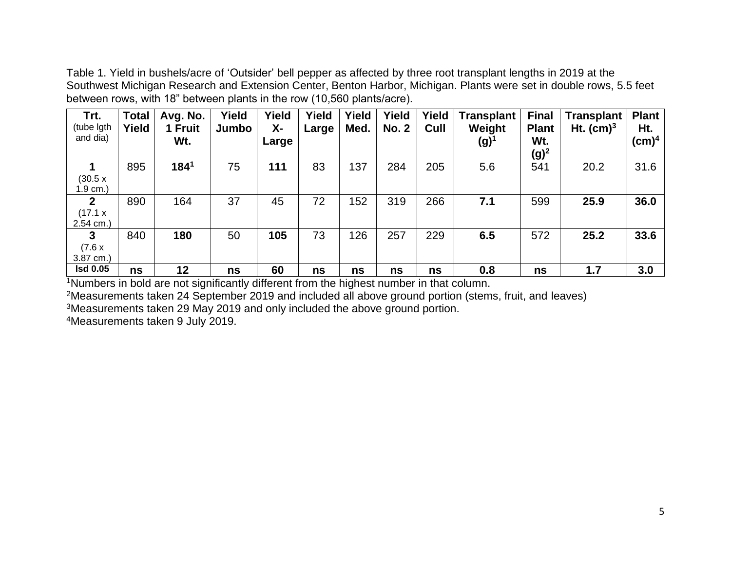Table 1. Yield in bushels/acre of 'Outsider' bell pepper as affected by three root transplant lengths in 2019 at the Southwest Michigan Research and Extension Center, Benton Harbor, Michigan. Plants were set in double rows, 5.5 feet between rows, with 18" between plants in the row (10,560 plants/acre).

| **Trt.** (tube lgth and dia) | **Total Yield** | **Avg. No. 1 Fruit Wt.** | **Yield Jumbo** | **Yield X-Large** | **Yield Large** | **Yield Med.** | **Yield No. 2** | **Yield Cull** | **Transplant Weight (g)[1]** | **Final Plant Wt. (g)[2]** | **Transplant Ht. (cm)[3]** | **Plant Ht. (cm)[4]** |
|---|---|---|---|---|---|---|---|---|---|---|---|---|
| **1** (30.5 x 1.9 cm.) | 895 | **184[1]** | 75 | **111** | 83 | 137 | 284 | 205 | 5.6 | 541 | 20.2 | 31.6 |
| **2** (17.1 x 2.54 cm.) | 890 | 164 | 37 | 45 | 72 | 152 | 319 | 266 | **7.1** | 599 | **25.9** | **36.0** |
| **3** (7.6 x 3.87 cm.) | 840 | **180** | 50 | **105** | 73 | 126 | 257 | 229 | **6.5** | 572 | **25.2** | **33.6** |
| **lsd 0.05** | **ns** | **12** | **ns** | **60** | **ns** | **ns** | **ns** | **ns** | **0.8** | **ns** | **1.7** | **3.0** |

[1]Numbers in bold are not significantly different from the highest number in that column.
[2]Measurements taken 24 September 2019 and included all above ground portion (stems, fruit, and leaves)
[3]Measurements taken 29 May 2019 and only included the above ground portion.
[4]Measurements taken 9 July 2019.